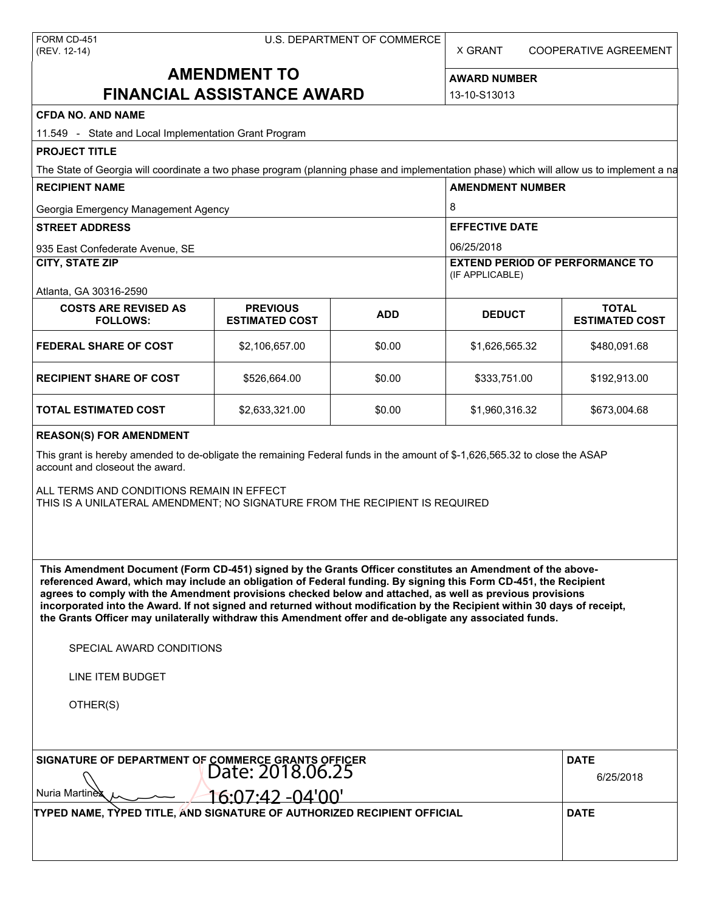FORM CD-451
(REV. 12-14)

U.S. DEPARTMENT OF COMMERCE

X GRANT    COOPERATIVE AGREEMENT

# AMENDMENT TO FINANCIAL ASSISTANCE AWARD

**AWARD NUMBER**
13-10-S13013

**CFDA NO. AND NAME**
11.549 - State and Local Implementation Grant Program

**PROJECT TITLE**
The State of Georgia will coordinate a two phase program (planning phase and implementation phase) which will allow us to implement a na

**RECIPIENT NAME**
Georgia Emergency Management Agency

**AMENDMENT NUMBER**
8

**STREET ADDRESS**
935 East Confederate Avenue, SE

**EFFECTIVE DATE**
06/25/2018

**CITY, STATE ZIP**
Atlanta, GA 30316-2590

**EXTEND PERIOD OF PERFORMANCE TO**
(IF APPLICABLE)

| COSTS ARE REVISED AS FOLLOWS: | PREVIOUS ESTIMATED COST | ADD | DEDUCT | TOTAL ESTIMATED COST |
|---|---|---|---|---|
| FEDERAL SHARE OF COST | $2,106,657.00 | $0.00 | $1,626,565.32 | $480,091.68 |
| RECIPIENT SHARE OF COST | $526,664.00 | $0.00 | $333,751.00 | $192,913.00 |
| TOTAL ESTIMATED COST | $2,633,321.00 | $0.00 | $1,960,316.32 | $673,004.68 |

**REASON(S) FOR AMENDMENT**

This grant is hereby amended to de-obligate the remaining Federal funds in the amount of $-1,626,565.32 to close the ASAP account and closeout the award.

ALL TERMS AND CONDITIONS REMAIN IN EFFECT
THIS IS A UNILATERAL AMENDMENT; NO SIGNATURE FROM THE RECIPIENT IS REQUIRED

**This Amendment Document (Form CD-451) signed by the Grants Officer constitutes an Amendment of the above-referenced Award, which may include an obligation of Federal funding. By signing this Form CD-451, the Recipient agrees to comply with the Amendment provisions checked below and attached, as well as previous provisions incorporated into the Award. If not signed and returned without modification by the Recipient within 30 days of receipt, the Grants Officer may unilaterally withdraw this Amendment offer and de-obligate any associated funds.**

SPECIAL AWARD CONDITIONS

LINE ITEM BUDGET

OTHER(S)

**SIGNATURE OF DEPARTMENT OF COMMERCE GRANTS OFFICER**
Nuria Martinez    Date: 2018.06.25 16:07:42 -04'00'

**DATE**
6/25/2018

**TYPED NAME, TYPED TITLE, AND SIGNATURE OF AUTHORIZED RECIPIENT OFFICIAL**

**DATE**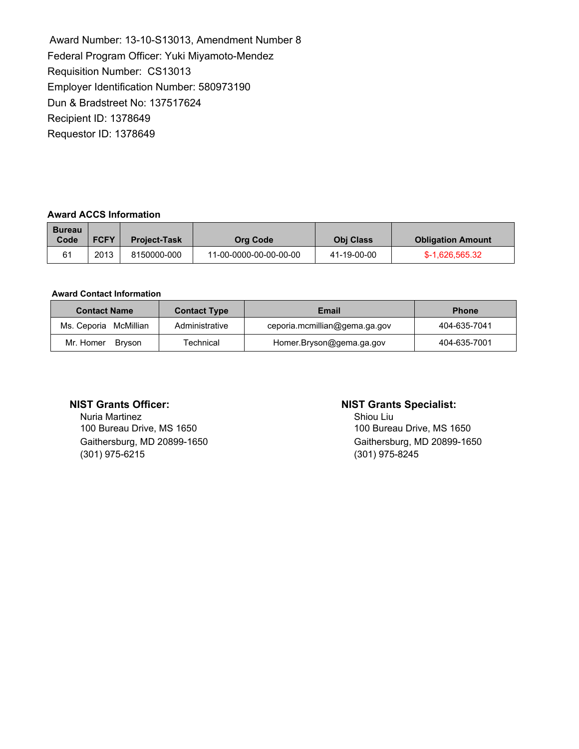Award Number: 13-10-S13013, Amendment Number 8
Federal Program Officer: Yuki Miyamoto-Mendez
Requisition Number: CS13013
Employer Identification Number: 580973190
Dun & Bradstreet No: 137517624
Recipient ID: 1378649
Requestor ID: 1378649

**Award ACCS Information**

| Bureau Code | FCFY | Project-Task | Org Code | Obj Class | Obligation Amount |
|---|---|---|---|---|---|
| 61 | 2013 | 8150000-000 | 11-00-0000-00-00-00-00 | 41-19-00-00 | $-1,626,565.32 |

**Award Contact Information**

| Contact Name | Contact Type | Email | Phone |
|---|---|---|---|
| Ms. Ceporia McMillian | Administrative | ceporia.mcmillian@gema.ga.gov | 404-635-7041 |
| Mr. Homer Bryson | Technical | Homer.Bryson@gema.ga.gov | 404-635-7001 |

**NIST Grants Officer:**
Nuria Martinez
100 Bureau Drive, MS 1650
Gaithersburg, MD 20899-1650
(301) 975-6215

**NIST Grants Specialist:**
Shiou Liu
100 Bureau Drive, MS 1650
Gaithersburg, MD 20899-1650
(301) 975-8245